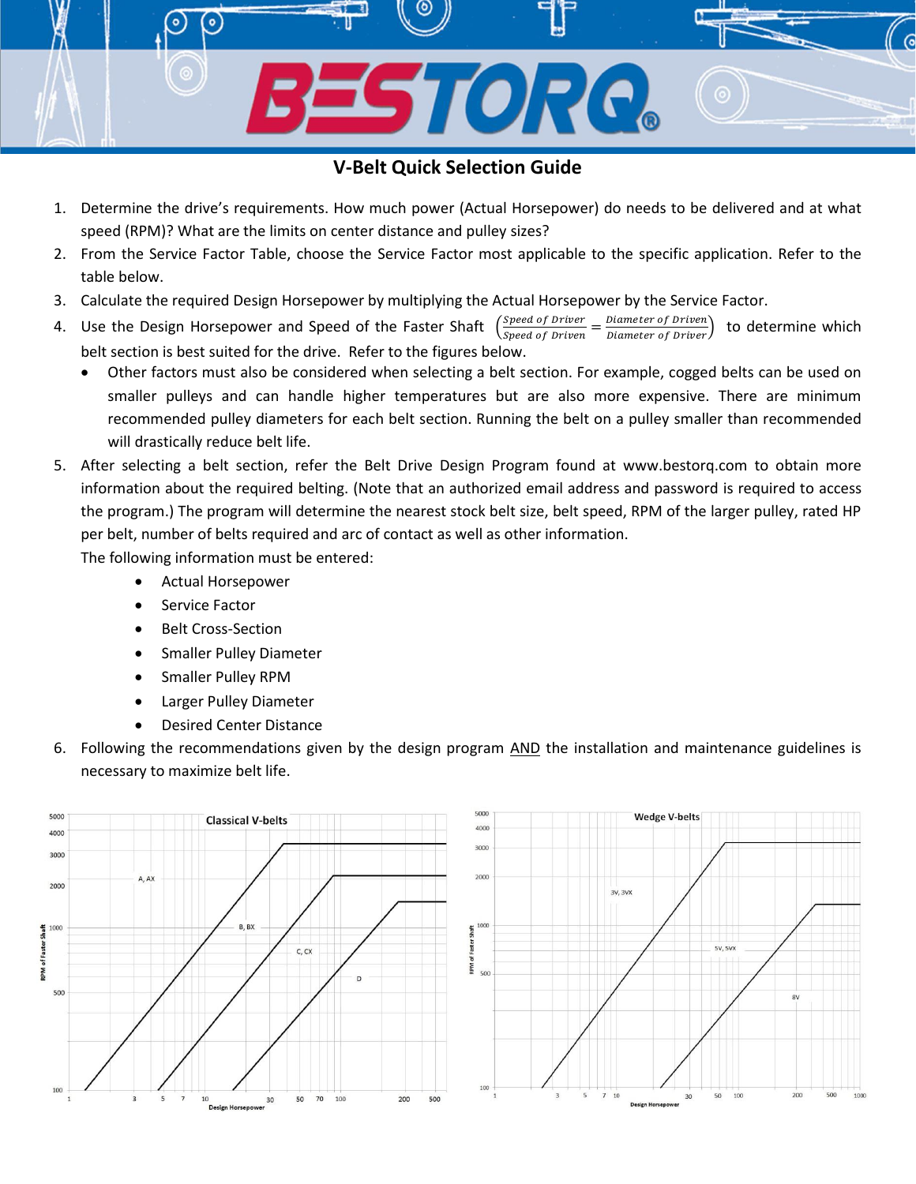# V-Belt Quick Selection Guide

1. Determine the drive's requirements. How much power (Actual Horsepower) do needs to be delivered and at what speed (RPM)? What are the limits on center distance and pulley sizes?
2. From the Service Factor Table, choose the Service Factor most applicable to the specific application. Refer to the table below.
3. Calculate the required Design Horsepower by multiplying the Actual Horsepower by the Service Factor.
4. Use the Design Horsepower and Speed of the Faster Shaft $\left(\frac{Speed\ of\ Driver}{Speed\ of\ Driven} = \frac{Diameter\ of\ Driven}{Diameter\ of\ Driver}\right)$ to determine which belt section is best suited for the drive. Refer to the figures below.
   - Other factors must also be considered when selecting a belt section. For example, cogged belts can be used on smaller pulleys and can handle higher temperatures but are also more expensive. There are minimum recommended pulley diameters for each belt section. Running the belt on a pulley smaller than recommended will drastically reduce belt life.
5. After selecting a belt section, refer the Belt Drive Design Program found at www.bestorq.com to obtain more information about the required belting. (Note that an authorized email address and password is required to access the program.) The program will determine the nearest stock belt size, belt speed, RPM of the larger pulley, rated HP per belt, number of belts required and arc of contact as well as other information.
   
   The following information must be entered:
   - Actual Horsepower
   - Service Factor
   - Belt Cross-Section
   - Smaller Pulley Diameter
   - Smaller Pulley RPM
   - Larger Pulley Diameter
   - Desired Center Distance
6. Following the recommendations given by the design program AND the installation and maintenance guidelines is necessary to maximize belt life.

**Classical V-belts** (RPM of Faster Shaft vs. Design Horsepower; regions: A, AX; B, BX; C, CX; D)

**Wedge V-belts** (RPM of Faster Shaft vs. Design Horsepower; regions: 3V, 3VX; 5V, 5VX; 8V)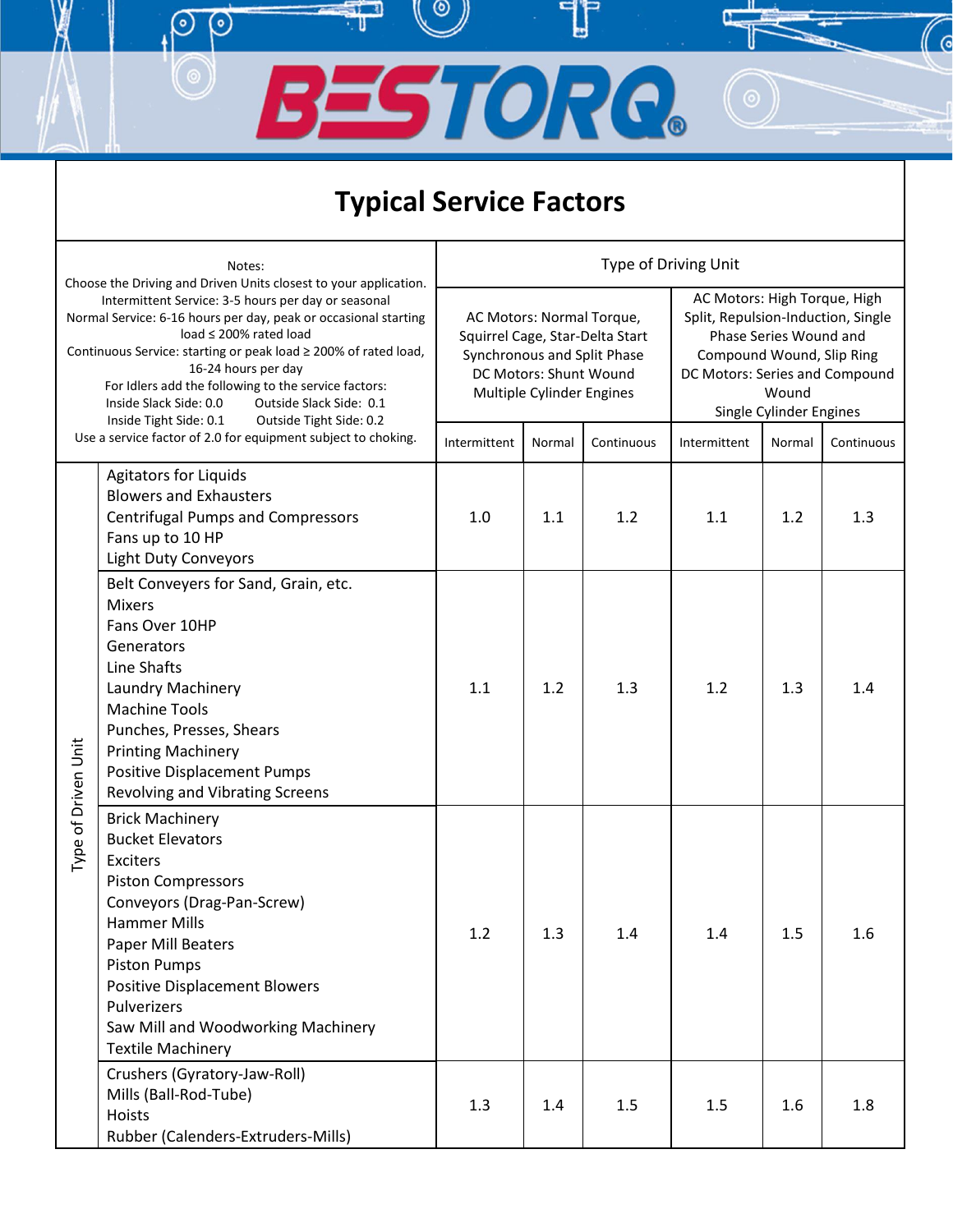# Typical Service Factors

Notes:
Choose the Driving and Driven Units closest to your application.
Intermittent Service: 3-5 hours per day or seasonal
Normal Service: 6-16 hours per day, peak or occasional starting load ≤ 200% rated load
Continuous Service: starting or peak load ≥ 200% of rated load, 16-24 hours per day
For Idlers add the following to the service factors:
Inside Slack Side: 0.0 Outside Slack Side: 0.1
Inside Tight Side: 0.1 Outside Tight Side: 0.2
Use a service factor of 2.0 for equipment subject to choking.

| Type of Driven Unit | Type of Driving Unit: AC Motors: Normal Torque, Squirrel Cage, Star-Delta Start Synchronous and Split Phase DC Motors: Shunt Wound Multiple Cylinder Engines | | | AC Motors: High Torque, High Split, Repulsion-Induction, Single Phase Series Wound and Compound Wound, Slip Ring DC Motors: Series and Compound Wound Single Cylinder Engines | | |
|---|---|---|---|---|---|---|
| | Intermittent | Normal | Continuous | Intermittent | Normal | Continuous |
| Agitators for Liquids<br>Blowers and Exhausters<br>Centrifugal Pumps and Compressors<br>Fans up to 10 HP<br>Light Duty Conveyors | 1.0 | 1.1 | 1.2 | 1.1 | 1.2 | 1.3 |
| Belt Conveyers for Sand, Grain, etc.<br>Mixers<br>Fans Over 10HP<br>Generators<br>Line Shafts<br>Laundry Machinery<br>Machine Tools<br>Punches, Presses, Shears<br>Printing Machinery<br>Positive Displacement Pumps<br>Revolving and Vibrating Screens | 1.1 | 1.2 | 1.3 | 1.2 | 1.3 | 1.4 |
| Brick Machinery<br>Bucket Elevators<br>Exciters<br>Piston Compressors<br>Conveyors (Drag-Pan-Screw)<br>Hammer Mills<br>Paper Mill Beaters<br>Piston Pumps<br>Positive Displacement Blowers<br>Pulverizers<br>Saw Mill and Woodworking Machinery<br>Textile Machinery | 1.2 | 1.3 | 1.4 | 1.4 | 1.5 | 1.6 |
| Crushers (Gyratory-Jaw-Roll)<br>Mills (Ball-Rod-Tube)<br>Hoists<br>Rubber (Calenders-Extruders-Mills) | 1.3 | 1.4 | 1.5 | 1.5 | 1.6 | 1.8 |